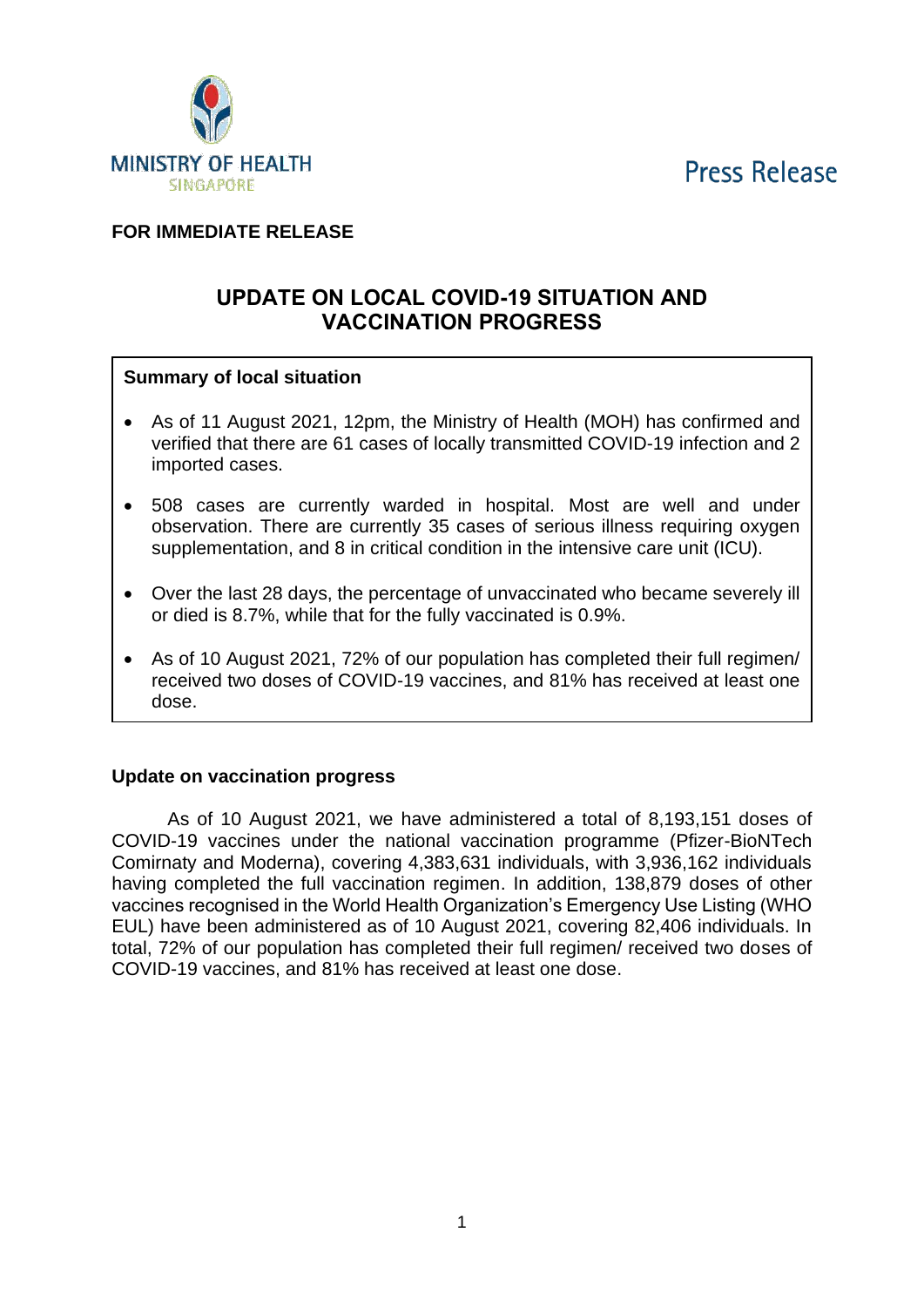MINISTRY OF HEALTH
SINGAPORE

Press Release

**FOR IMMEDIATE RELEASE**

# UPDATE ON LOCAL COVID-19 SITUATION AND VACCINATION PROGRESS

**Summary of local situation**

- As of 11 August 2021, 12pm, the Ministry of Health (MOH) has confirmed and verified that there are 61 cases of locally transmitted COVID-19 infection and 2 imported cases.
- 508 cases are currently warded in hospital. Most are well and under observation. There are currently 35 cases of serious illness requiring oxygen supplementation, and 8 in critical condition in the intensive care unit (ICU).
- Over the last 28 days, the percentage of unvaccinated who became severely ill or died is 8.7%, while that for the fully vaccinated is 0.9%.
- As of 10 August 2021, 72% of our population has completed their full regimen/ received two doses of COVID-19 vaccines, and 81% has received at least one dose.

**Update on vaccination progress**

As of 10 August 2021, we have administered a total of 8,193,151 doses of COVID-19 vaccines under the national vaccination programme (Pfizer-BioNTech Comirnaty and Moderna), covering 4,383,631 individuals, with 3,936,162 individuals having completed the full vaccination regimen. In addition, 138,879 doses of other vaccines recognised in the World Health Organization's Emergency Use Listing (WHO EUL) have been administered as of 10 August 2021, covering 82,406 individuals. In total, 72% of our population has completed their full regimen/ received two doses of COVID-19 vaccines, and 81% has received at least one dose.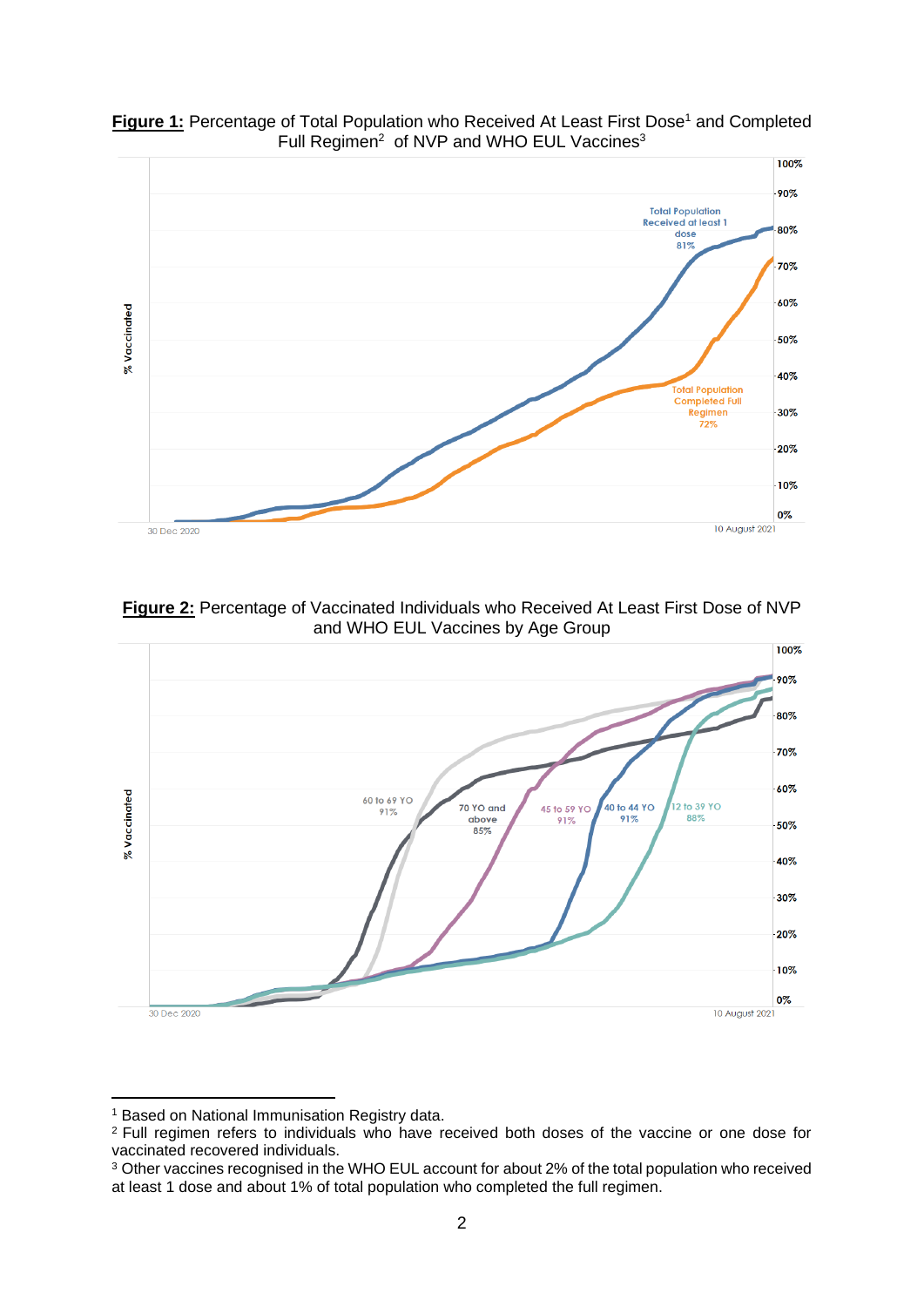**Figure 1:** Percentage of Total Population who Received At Least First Dose[1] and Completed Full Regimen[2] of NVP and WHO EUL Vaccines[3]

**Figure 2:** Percentage of Vaccinated Individuals who Received At Least First Dose of NVP and WHO EUL Vaccines by Age Group

---

[1] Based on National Immunisation Registry data.

[2] Full regimen refers to individuals who have received both doses of the vaccine or one dose for vaccinated recovered individuals.

[3] Other vaccines recognised in the WHO EUL account for about 2% of the total population who received at least 1 dose and about 1% of total population who completed the full regimen.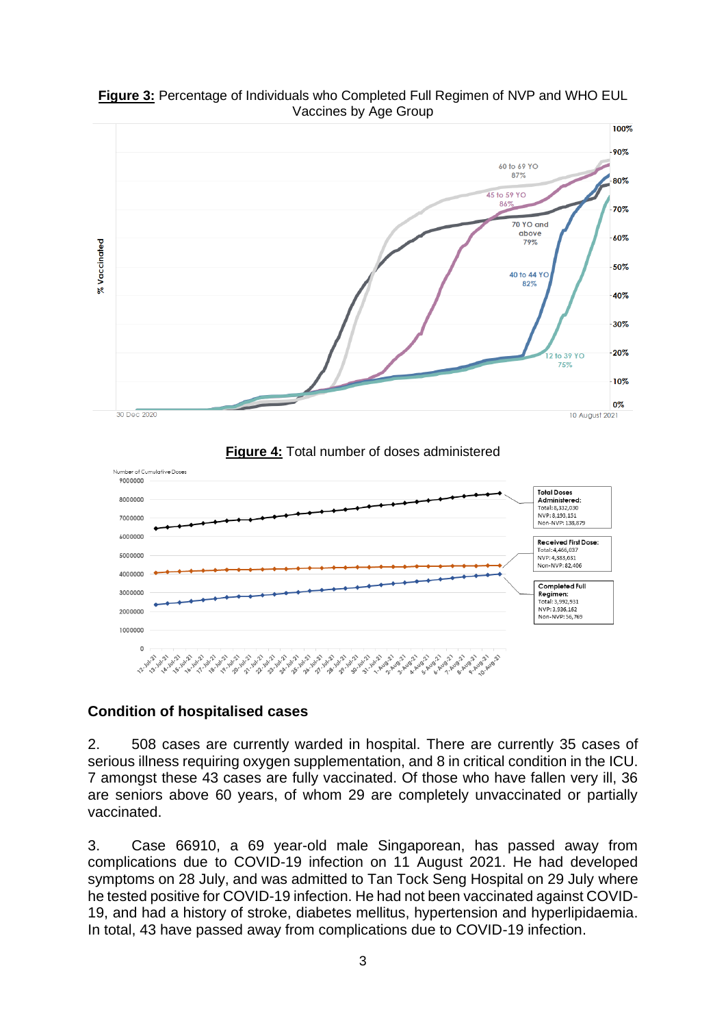**Figure 3:** Percentage of Individuals who Completed Full Regimen of NVP and WHO EUL Vaccines by Age Group

**Figure 4:** Total number of doses administered

## Condition of hospitalised cases

2. 508 cases are currently warded in hospital. There are currently 35 cases of serious illness requiring oxygen supplementation, and 8 in critical condition in the ICU. 7 amongst these 43 cases are fully vaccinated. Of those who have fallen very ill, 36 are seniors above 60 years, of whom 29 are completely unvaccinated or partially vaccinated.

3. Case 66910, a 69 year-old male Singaporean, has passed away from complications due to COVID-19 infection on 11 August 2021. He had developed symptoms on 28 July, and was admitted to Tan Tock Seng Hospital on 29 July where he tested positive for COVID-19 infection. He had not been vaccinated against COVID-19, and had a history of stroke, diabetes mellitus, hypertension and hyperlipidaemia. In total, 43 have passed away from complications due to COVID-19 infection.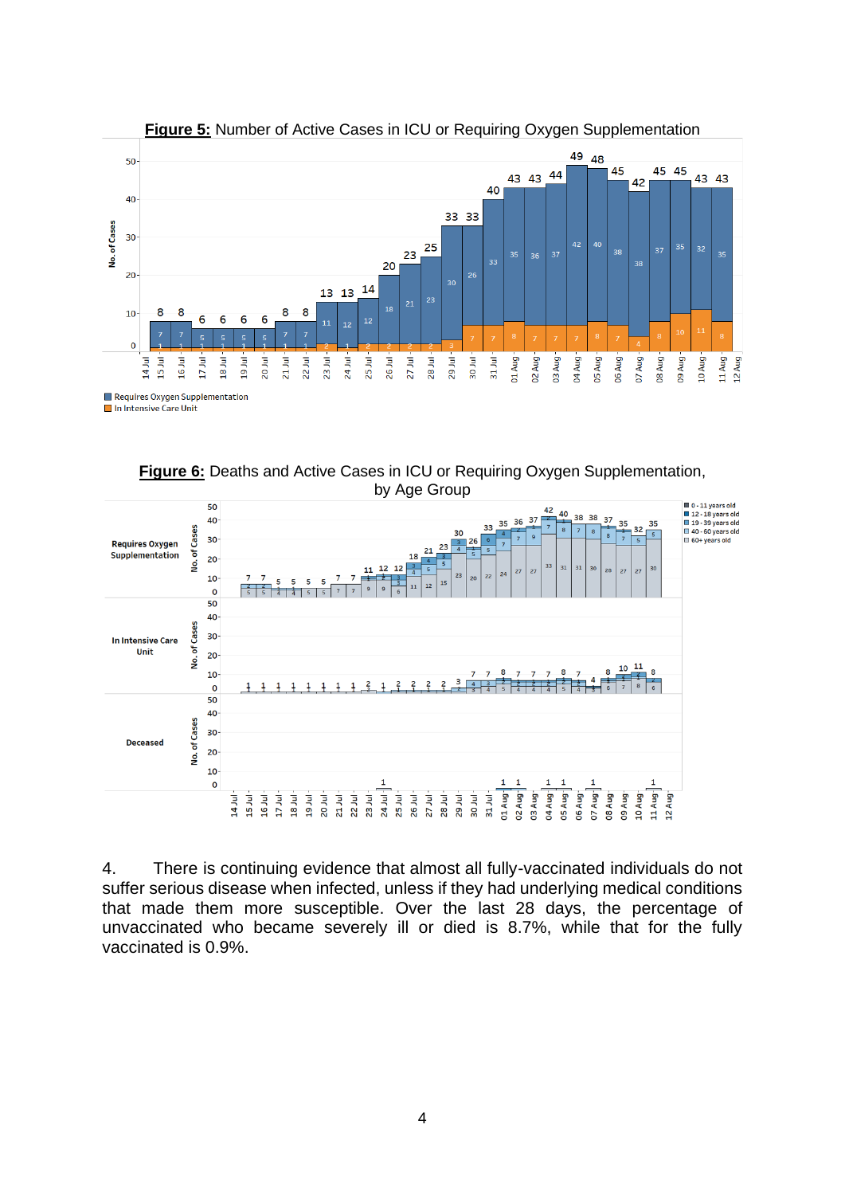**Figure 5:** Number of Active Cases in ICU or Requiring Oxygen Supplementation

**Figure 6:** Deaths and Active Cases in ICU or Requiring Oxygen Supplementation, by Age Group

4. There is continuing evidence that almost all fully-vaccinated individuals do not suffer serious disease when infected, unless if they had underlying medical conditions that made them more susceptible. Over the last 28 days, the percentage of unvaccinated who became severely ill or died is 8.7%, while that for the fully vaccinated is 0.9%.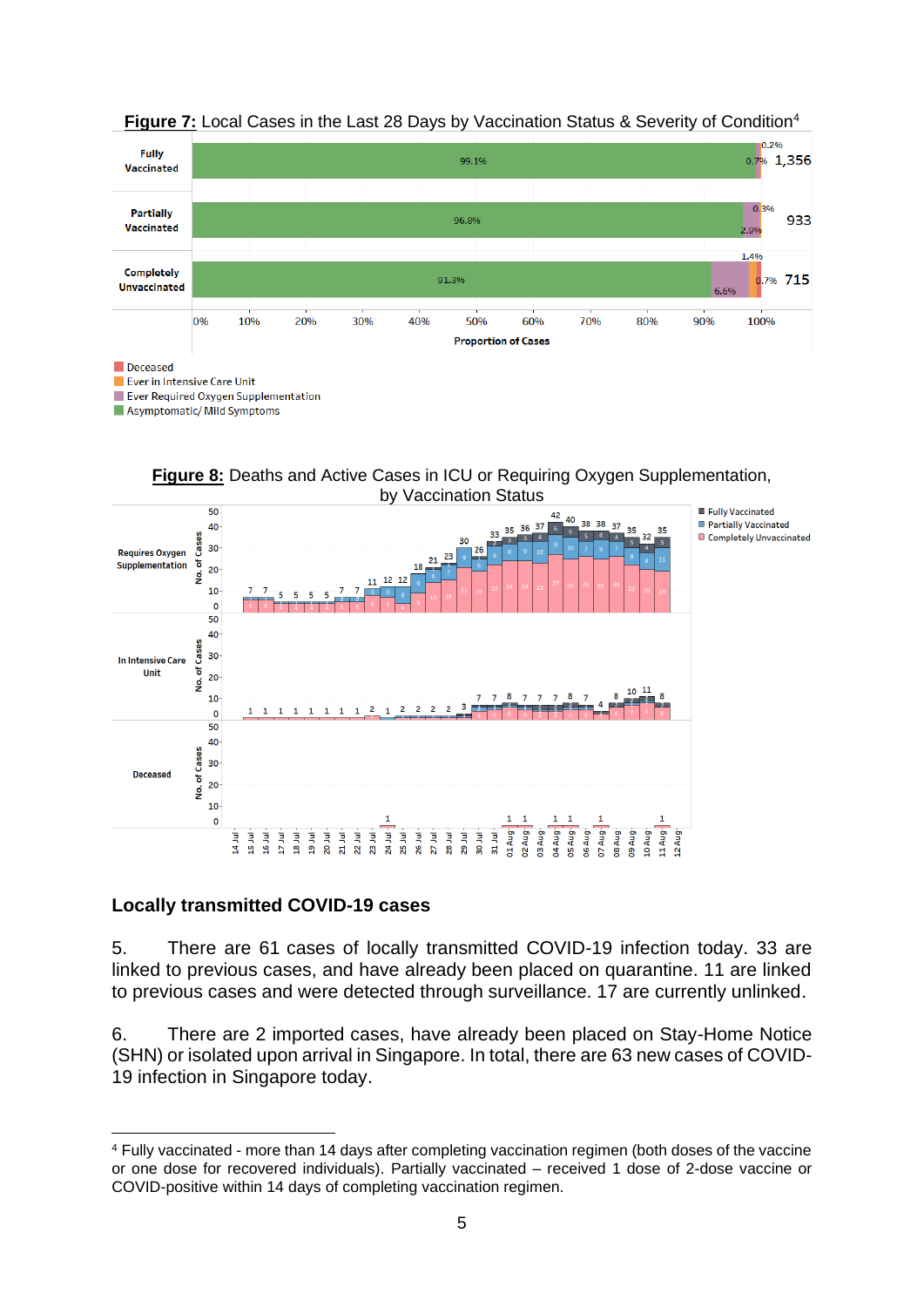**Figure 7:** Local Cases in the Last 28 Days by Vaccination Status & Severity of Condition[4]

| | Asymptomatic/ Mild Symptoms | Ever Required Oxygen Supplementation | Ever in Intensive Care Unit | Deceased | Total |
|---|---|---|---|---|---|
| Fully Vaccinated | 99.1% | 0.7% | | 0.2% | 1,356 |
| Partially Vaccinated | 96.8% | 2.9% | 0.3% | | 933 |
| Completely Unvaccinated | 91.3% | 6.6% | 1.4% | 0.7% | 715 |

**Figure 8:** Deaths and Active Cases in ICU or Requiring Oxygen Supplementation, by Vaccination Status

## Locally transmitted COVID-19 cases

5. There are 61 cases of locally transmitted COVID-19 infection today. 33 are linked to previous cases, and have already been placed on quarantine. 11 are linked to previous cases and were detected through surveillance. 17 are currently unlinked.

6. There are 2 imported cases, have already been placed on Stay-Home Notice (SHN) or isolated upon arrival in Singapore. In total, there are 63 new cases of COVID-19 infection in Singapore today.

---

[4] Fully vaccinated - more than 14 days after completing vaccination regimen (both doses of the vaccine or one dose for recovered individuals). Partially vaccinated – received 1 dose of 2-dose vaccine or COVID-positive within 14 days of completing vaccination regimen.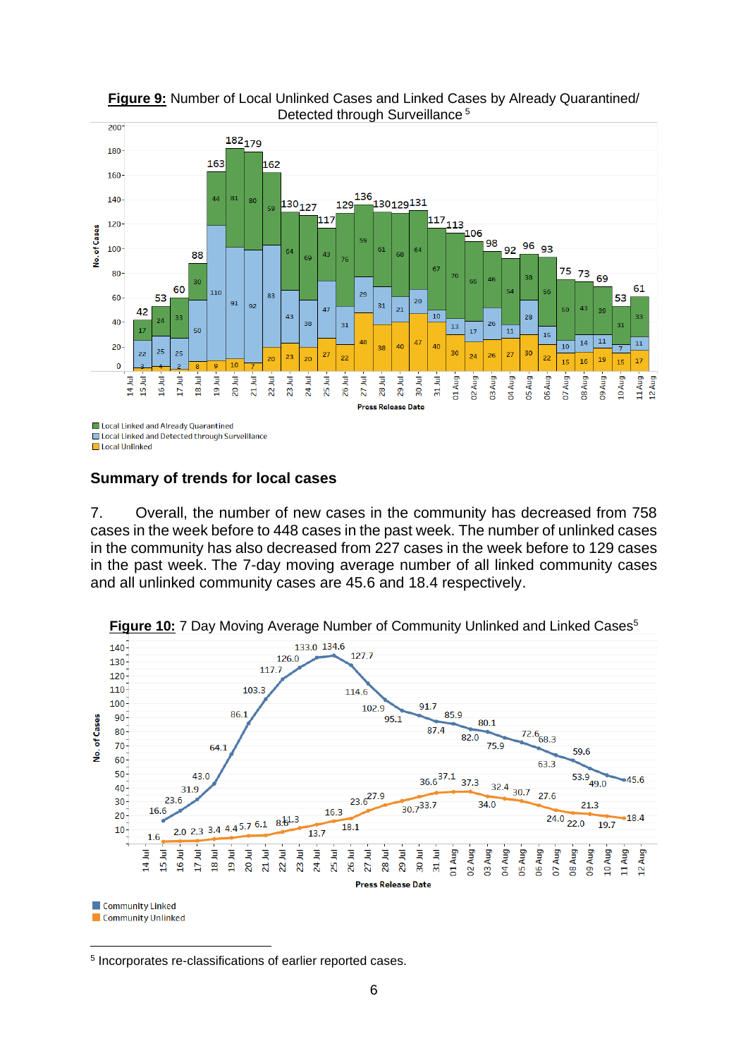**Figure 9:** Number of Local Unlinked Cases and Linked Cases by Already Quarantined/ Detected through Surveillance [5]

**Figure 9 data (No. of Cases by Press Release Date):**

| Press Release Date | Local Linked and Already Quarantined | Local Linked and Detected through Surveillance | Local Unlinked | Total |
|---|---|---|---|---|
| 14 Jul | 17 | 22 | 3 | 42 |
| 15 Jul | 24 | 25 | 4 | 53 |
| 16 Jul | 33 | 25 | 2 | 60 |
| 17 Jul | 30 | 50 | 8 | 88 |
| 18 Jul | 44 | 110 | 9 | 163 |
| 19 Jul | 81 | 91 | 10 | 182 |
| 20 Jul | 80 | 92 | 7 | 179 |
| 21 Jul | 59 | 83 | 20 | 162 |
| 22 Jul | 64 | 43 | 23 | 130 |
| 23 Jul | 69 | 38 | 20 | 127 |
| 24 Jul | 43 | 47 | 27 | 117 |
| 25 Jul | 76 | 31 | 22 | 129 |
| 26 Jul | 59 | 29 | 48 | 136 |
| 27 Jul | 61 | 31 | 38 | 130 |
| 28 Jul | 68 | 21 | 40 | 129 |
| 29 Jul | 64 | 20 | 47 | 131 |
| 30 Jul | 67 | 10 | 40 | 117 |
| 31 Jul | 70 | 13 | 30 | 113 |
| 01 Aug | 65 | 17 | 24 | 106 |
| 02 Aug | 46 | 26 | 26 | 98 |
| 03 Aug | 54 | 11 | 27 | 92 |
| 04 Aug | 38 | 28 | 30 | 96 |
| 05 Aug | 56 | 15 | 22 | 93 |
| 06 Aug | 50 | 10 | 15 | 75 |
| 07 Aug | 43 | 14 | 16 | 73 |
| 08 Aug | 39 | 11 | 19 | 69 |
| 09 Aug | 31 | 7 | 15 | 53 |
| 10 Aug | 33 | 11 | 17 | 61 |

## Summary of trends for local cases

7. Overall, the number of new cases in the community has decreased from 758 cases in the week before to 448 cases in the past week. The number of unlinked cases in the community has also decreased from 227 cases in the week before to 129 cases in the past week. The 7-day moving average number of all linked community cases and all unlinked community cases are 45.6 and 18.4 respectively.

**Figure 10:** 7 Day Moving Average Number of Community Unlinked and Linked Cases[5]

**Figure 10 data (No. of Cases by Press Release Date):**

| Press Release Date | Community Linked | Community Unlinked |
|---|---|---|
| 14 Jul | 16.6 | 1.6 |
| 15 Jul | 23.6 | 2.0 |
| 16 Jul | 31.9 | 2.3 |
| 17 Jul | 43.0 | 3.4 |
| 18 Jul | 64.1 | 4.4 |
| 19 Jul | 86.1 | 5.7 |
| 20 Jul | 103.3 | 6.1 |
| 21 Jul | 117.7 | 8.6 |
| 22 Jul | 126.0 | 11.3 |
| 23 Jul | 133.0 | 13.7 |
| 24 Jul | 134.6 | 16.3 |
| 25 Jul | 127.7 | 18.1 |
| 26 Jul | 114.6 | 23.6 |
| 27 Jul | 102.9 | 27.9 |
| 28 Jul | 95.1 | 30.7 |
| 29 Jul | 91.7 | 33.7 |
| 30 Jul | 87.4 | 36.6 |
| 31 Jul | 85.9 | 37.1 |
| 01 Aug | 82.0 | 37.3 |
| 02 Aug | 80.1 | 34.0 |
| 03 Aug | 75.9 | 32.4 |
| 04 Aug | 72.6 | 30.7 |
| 05 Aug | 68.3 | 27.6 |
| 06 Aug | 63.3 | 24.0 |
| 07 Aug | 59.6 | 22.0 |
| 08 Aug | 53.9 | 21.3 |
| 09 Aug | 49.0 | 19.7 |
| 10 Aug | 45.6 | 18.4 |

[5] Incorporates re-classifications of earlier reported cases.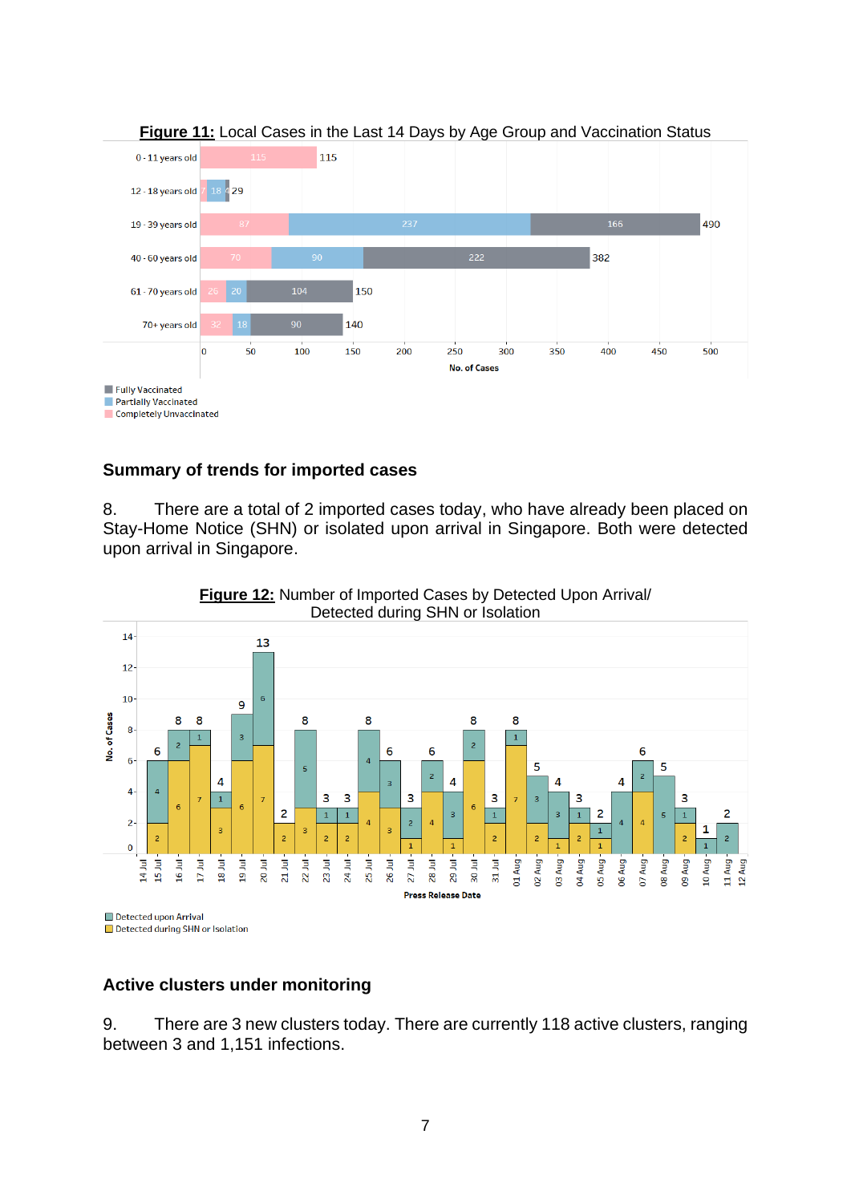**Figure 11:** Local Cases in the Last 14 Days by Age Group and Vaccination Status

| Age Group | Completely Unvaccinated | Partially Vaccinated | Fully Vaccinated | Total |
|---|---|---|---|---|
| 0 - 11 years old | 115 | | | 115 |
| 12 - 18 years old | 7 | 18 | 4 | 29 |
| 19 - 39 years old | 87 | 237 | 166 | 490 |
| 40 - 60 years old | 70 | 90 | 222 | 382 |
| 61 - 70 years old | 26 | 20 | 104 | 150 |
| 70+ years old | 32 | 18 | 90 | 140 |

## Summary of trends for imported cases

8. There are a total of 2 imported cases today, who have already been placed on Stay-Home Notice (SHN) or isolated upon arrival in Singapore. Both were detected upon arrival in Singapore.

**Figure 12:** Number of Imported Cases by Detected Upon Arrival/ Detected during SHN or Isolation

| Press Release Date | Detected upon Arrival | Detected during SHN or Isolation | Total |
|---|---|---|---|
| 14 Jul | 4 | 2 | 6 |
| 15 Jul | 2 | 6 | 8 |
| 16 Jul | 1 | 7 | 8 |
| 17 Jul | 1 | 3 | 4 |
| 18 Jul | 3 | 6 | 9 |
| 19 Jul | 6 | 7 | 13 |
| 20 Jul | | 2 | 2 |
| 21 Jul | 5 | 3 | 8 |
| 22 Jul | 1 | 2 | 3 |
| 23 Jul | 1 | 2 | 3 |
| 24 Jul | 4 | 4 | 8 |
| 25 Jul | 3 | 3 | 6 |
| 26 Jul | 2 | 1 | 3 |
| 27 Jul | 2 | 4 | 6 |
| 28 Jul | 3 | 1 | 4 |
| 29 Jul | 2 | 6 | 8 |
| 30 Jul | 1 | 2 | 3 |
| 31 Jul | 1 | 7 | 8 |
| 01 Aug | 3 | 2 | 5 |
| 02 Aug | 3 | 1 | 4 |
| 03 Aug | 1 | 2 | 3 |
| 04 Aug | 1 | 1 | 2 |
| 05 Aug | 4 | | 4 |
| 06 Aug | 2 | 4 | 6 |
| 07 Aug | 5 | | 5 |
| 08 Aug | 1 | 2 | 3 |
| 09 Aug | 1 | | 1 |
| 10 Aug | 2 | | 2 |

## Active clusters under monitoring

9. There are 3 new clusters today. There are currently 118 active clusters, ranging between 3 and 1,151 infections.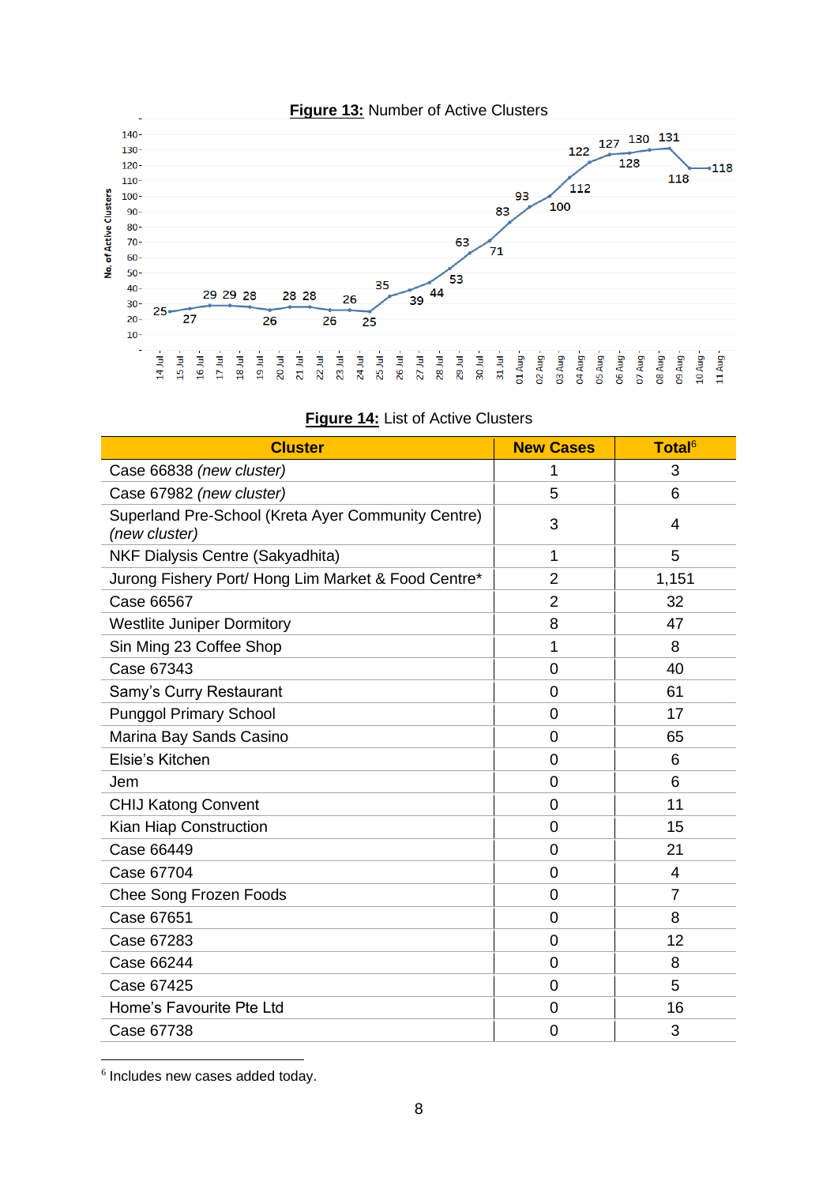**Figure 13:** Number of Active Clusters

| Date | No. of Active Clusters |
|---|---|
| 14 Jul | 25 |
| 15 Jul | 27 |
| 16 Jul | 29 |
| 17 Jul | 29 |
| 18 Jul | 28 |
| 19 Jul | 26 |
| 20 Jul | 28 |
| 21 Jul | 28 |
| 22 Jul | 26 |
| 23 Jul | 26 |
| 24 Jul | 25 |
| 25 Jul | 35 |
| 26 Jul | 39 |
| 27 Jul | 44 |
| 28 Jul | 53 |
| 29 Jul | 63 |
| 30 Jul | 71 |
| 31 Jul | 83 |
| 01 Aug | 93 |
| 02 Aug | 100 |
| 03 Aug | 112 |
| 04 Aug | 122 |
| 05 Aug | 127 |
| 06 Aug | 128 |
| 07 Aug | 130 |
| 08 Aug | 131 |
| 09 Aug | 118 |
| 10 Aug | 118 |

**Figure 14:** List of Active Clusters

| Cluster | New Cases | Total[6] |
|---|---|---|
| Case 66838 *(new cluster)* | 1 | 3 |
| Case 67982 *(new cluster)* | 5 | 6 |
| Superland Pre-School (Kreta Ayer Community Centre) *(new cluster)* | 3 | 4 |
| NKF Dialysis Centre (Sakyadhita) | 1 | 5 |
| Jurong Fishery Port/ Hong Lim Market & Food Centre* | 2 | 1,151 |
| Case 66567 | 2 | 32 |
| Westlite Juniper Dormitory | 8 | 47 |
| Sin Ming 23 Coffee Shop | 1 | 8 |
| Case 67343 | 0 | 40 |
| Samy's Curry Restaurant | 0 | 61 |
| Punggol Primary School | 0 | 17 |
| Marina Bay Sands Casino | 0 | 65 |
| Elsie's Kitchen | 0 | 6 |
| Jem | 0 | 6 |
| CHIJ Katong Convent | 0 | 11 |
| Kian Hiap Construction | 0 | 15 |
| Case 66449 | 0 | 21 |
| Case 67704 | 0 | 4 |
| Chee Song Frozen Foods | 0 | 7 |
| Case 67651 | 0 | 8 |
| Case 67283 | 0 | 12 |
| Case 66244 | 0 | 8 |
| Case 67425 | 0 | 5 |
| Home's Favourite Pte Ltd | 0 | 16 |
| Case 67738 | 0 | 3 |

[6] Includes new cases added today.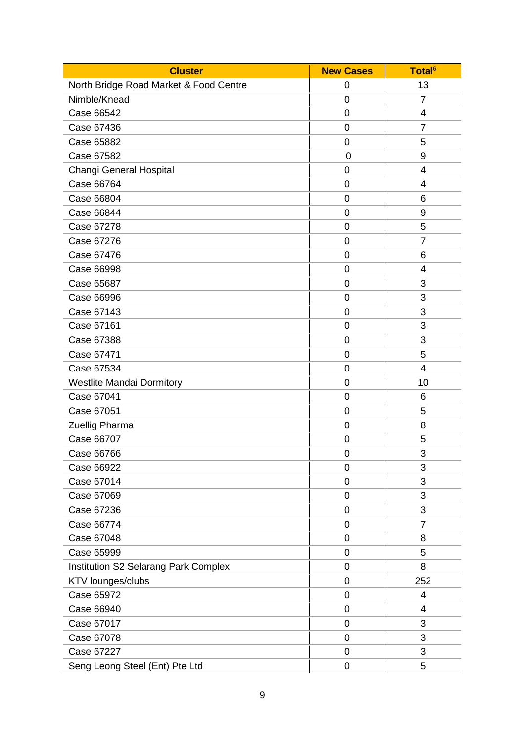| Cluster | New Cases | Total[6] |
|---|---|---|
| North Bridge Road Market & Food Centre | 0 | 13 |
| Nimble/Knead | 0 | 7 |
| Case 66542 | 0 | 4 |
| Case 67436 | 0 | 7 |
| Case 65882 | 0 | 5 |
| Case 67582 | 0 | 9 |
| Changi General Hospital | 0 | 4 |
| Case 66764 | 0 | 4 |
| Case 66804 | 0 | 6 |
| Case 66844 | 0 | 9 |
| Case 67278 | 0 | 5 |
| Case 67276 | 0 | 7 |
| Case 67476 | 0 | 6 |
| Case 66998 | 0 | 4 |
| Case 65687 | 0 | 3 |
| Case 66996 | 0 | 3 |
| Case 67143 | 0 | 3 |
| Case 67161 | 0 | 3 |
| Case 67388 | 0 | 3 |
| Case 67471 | 0 | 5 |
| Case 67534 | 0 | 4 |
| Westlite Mandai Dormitory | 0 | 10 |
| Case 67041 | 0 | 6 |
| Case 67051 | 0 | 5 |
| Zuellig Pharma | 0 | 8 |
| Case 66707 | 0 | 5 |
| Case 66766 | 0 | 3 |
| Case 66922 | 0 | 3 |
| Case 67014 | 0 | 3 |
| Case 67069 | 0 | 3 |
| Case 67236 | 0 | 3 |
| Case 66774 | 0 | 7 |
| Case 67048 | 0 | 8 |
| Case 65999 | 0 | 5 |
| Institution S2 Selarang Park Complex | 0 | 8 |
| KTV lounges/clubs | 0 | 252 |
| Case 65972 | 0 | 4 |
| Case 66940 | 0 | 4 |
| Case 67017 | 0 | 3 |
| Case 67078 | 0 | 3 |
| Case 67227 | 0 | 3 |
| Seng Leong Steel (Ent) Pte Ltd | 0 | 5 |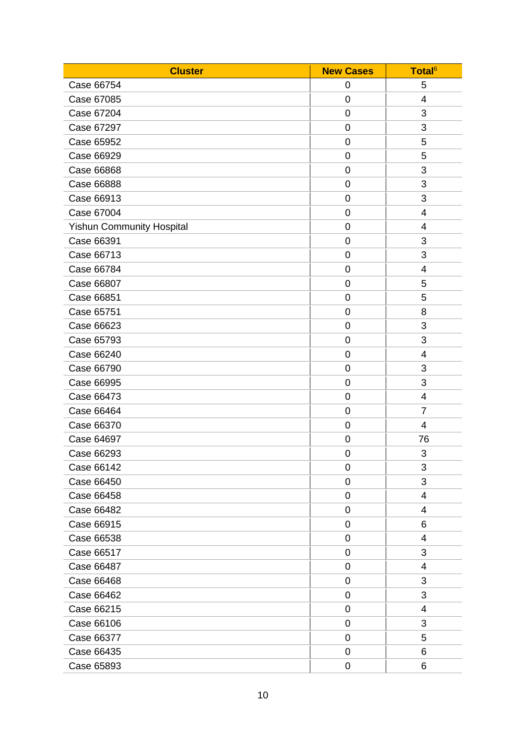| Cluster | New Cases | Total[6] |
|---|---|---|
| Case 66754 | 0 | 5 |
| Case 67085 | 0 | 4 |
| Case 67204 | 0 | 3 |
| Case 67297 | 0 | 3 |
| Case 65952 | 0 | 5 |
| Case 66929 | 0 | 5 |
| Case 66868 | 0 | 3 |
| Case 66888 | 0 | 3 |
| Case 66913 | 0 | 3 |
| Case 67004 | 0 | 4 |
| Yishun Community Hospital | 0 | 4 |
| Case 66391 | 0 | 3 |
| Case 66713 | 0 | 3 |
| Case 66784 | 0 | 4 |
| Case 66807 | 0 | 5 |
| Case 66851 | 0 | 5 |
| Case 65751 | 0 | 8 |
| Case 66623 | 0 | 3 |
| Case 65793 | 0 | 3 |
| Case 66240 | 0 | 4 |
| Case 66790 | 0 | 3 |
| Case 66995 | 0 | 3 |
| Case 66473 | 0 | 4 |
| Case 66464 | 0 | 7 |
| Case 66370 | 0 | 4 |
| Case 64697 | 0 | 76 |
| Case 66293 | 0 | 3 |
| Case 66142 | 0 | 3 |
| Case 66450 | 0 | 3 |
| Case 66458 | 0 | 4 |
| Case 66482 | 0 | 4 |
| Case 66915 | 0 | 6 |
| Case 66538 | 0 | 4 |
| Case 66517 | 0 | 3 |
| Case 66487 | 0 | 4 |
| Case 66468 | 0 | 3 |
| Case 66462 | 0 | 3 |
| Case 66215 | 0 | 4 |
| Case 66106 | 0 | 3 |
| Case 66377 | 0 | 5 |
| Case 66435 | 0 | 6 |
| Case 65893 | 0 | 6 |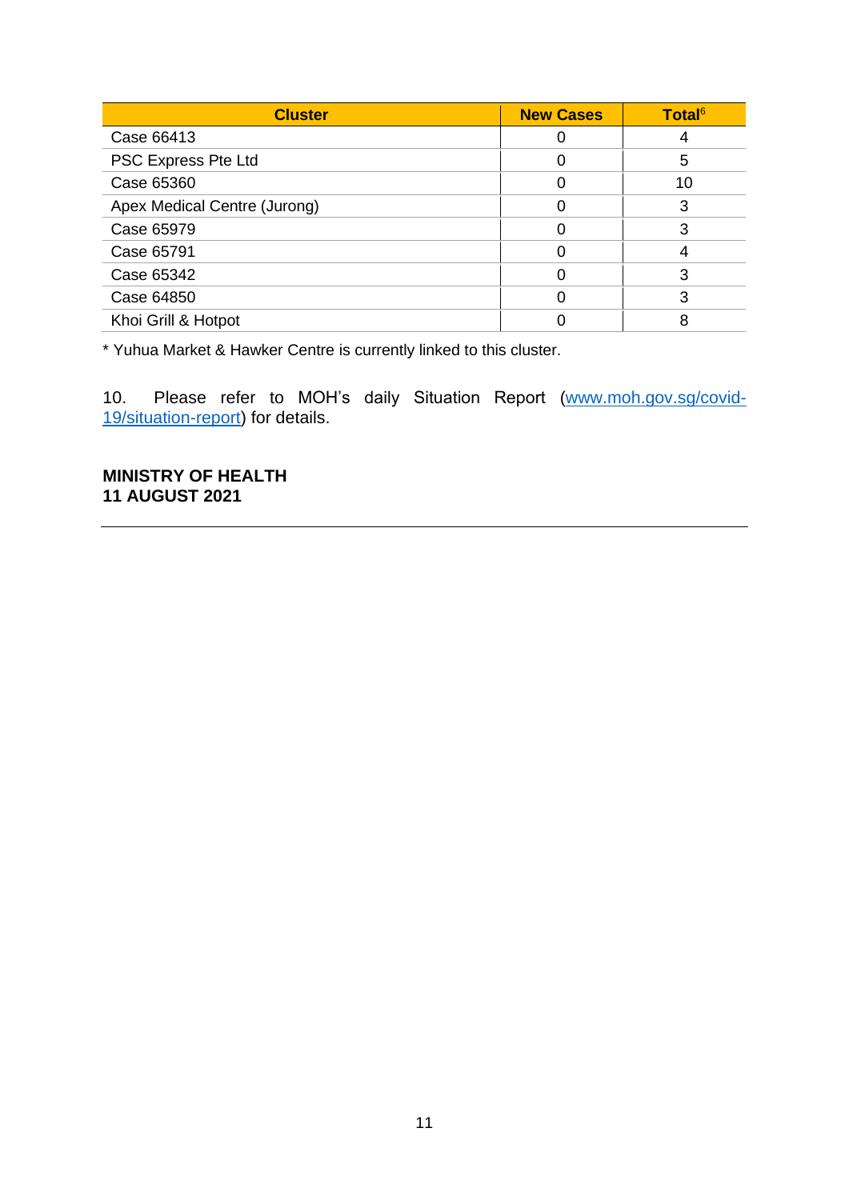| Cluster | New Cases | Total[6] |
|---|---|---|
| Case 66413 | 0 | 4 |
| PSC Express Pte Ltd | 0 | 5 |
| Case 65360 | 0 | 10 |
| Apex Medical Centre (Jurong) | 0 | 3 |
| Case 65979 | 0 | 3 |
| Case 65791 | 0 | 4 |
| Case 65342 | 0 | 3 |
| Case 64850 | 0 | 3 |
| Khoi Grill & Hotpot | 0 | 8 |

* Yuhua Market & Hawker Centre is currently linked to this cluster.

10. Please refer to MOH's daily Situation Report (www.moh.gov.sg/covid-19/situation-report) for details.

**MINISTRY OF HEALTH**
**11 AUGUST 2021**